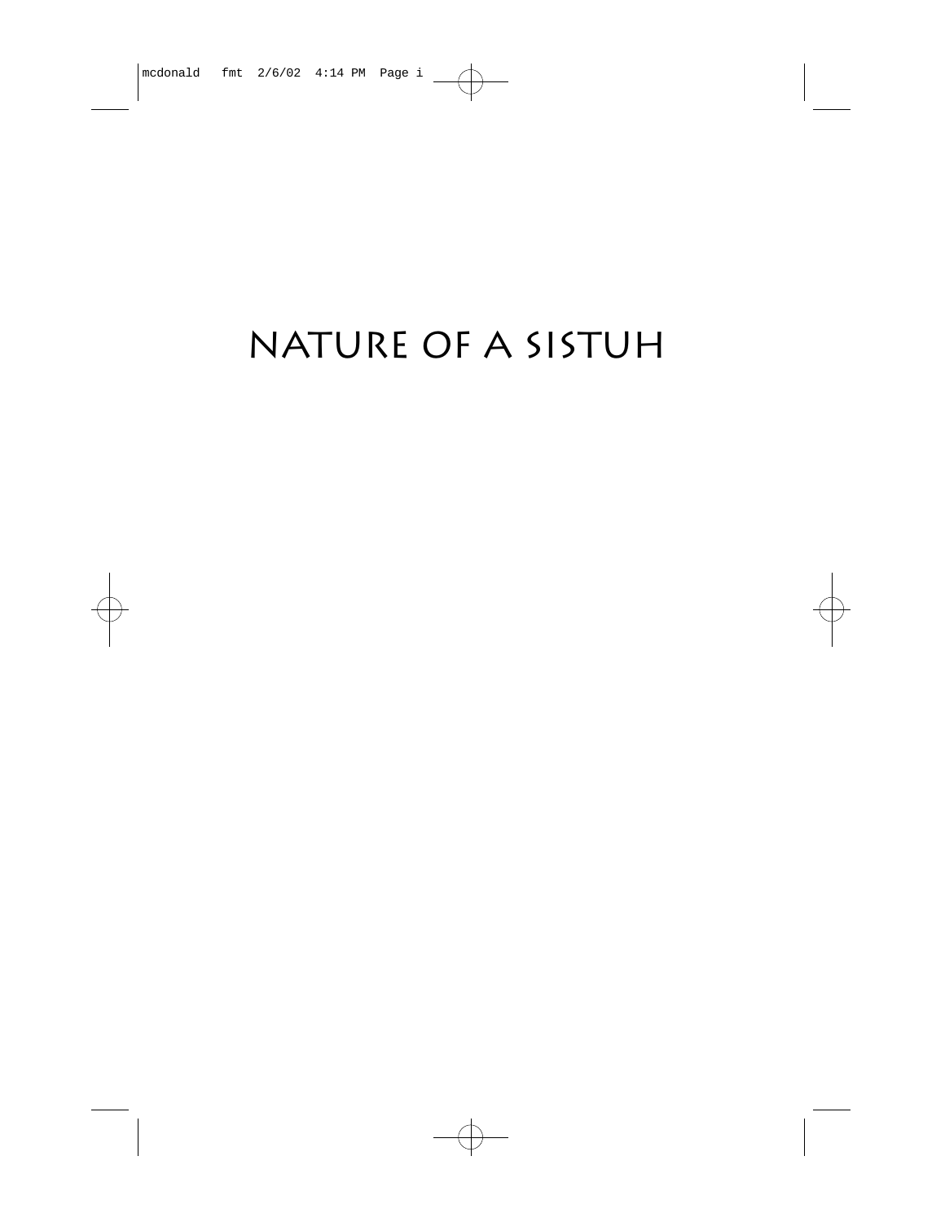# NATURE OF A SISTUH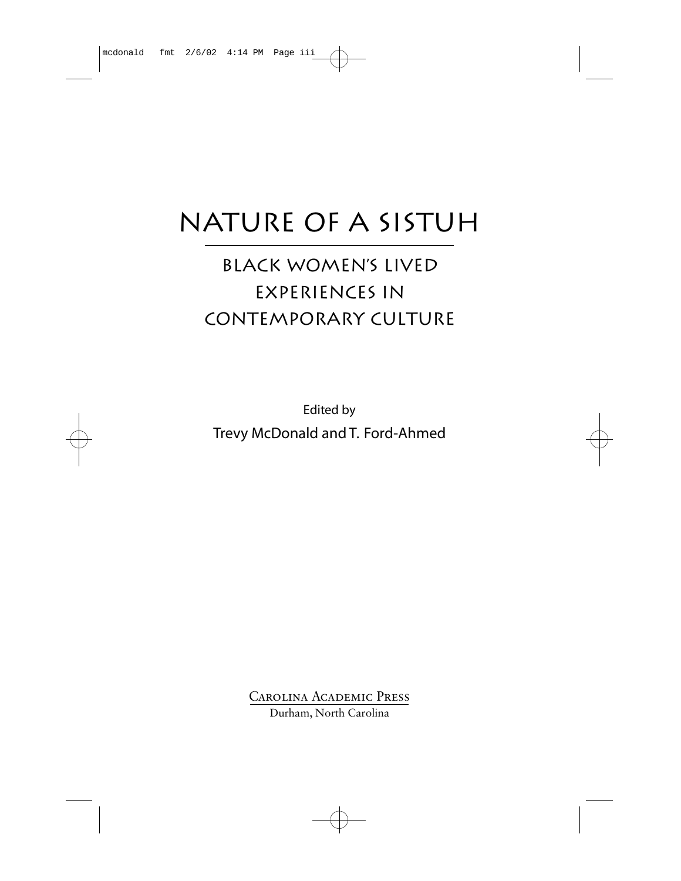# NATURE OF A SISTUH

## BLACK WOMEN'S LIVED EXPERIENCES IN CONTEMPORARY CULTURE

Edited by

Trevy McDonald and T. Ford-Ahmed

Carolina Academic Press

Durham, North Carolina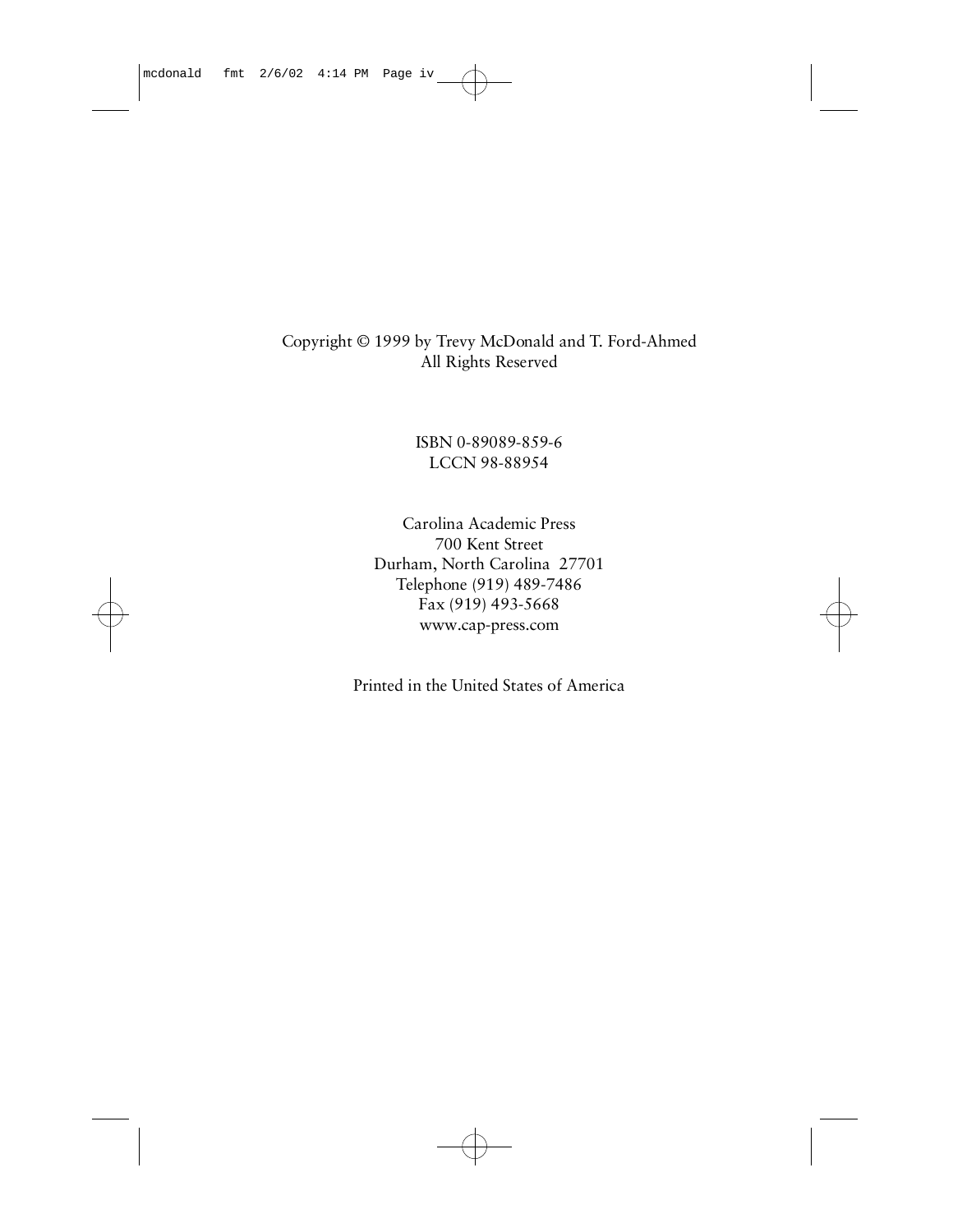Copyright © 1999 by Trevy McDonald and T. Ford-Ahmed
All Rights Reserved

ISBN 0-89089-859-6
LCCN 98-88954

Carolina Academic Press
700 Kent Street
Durham, North Carolina 27701
Telephone (919) 489-7486
Fax (919) 493-5668
www.cap-press.com

Printed in the United States of America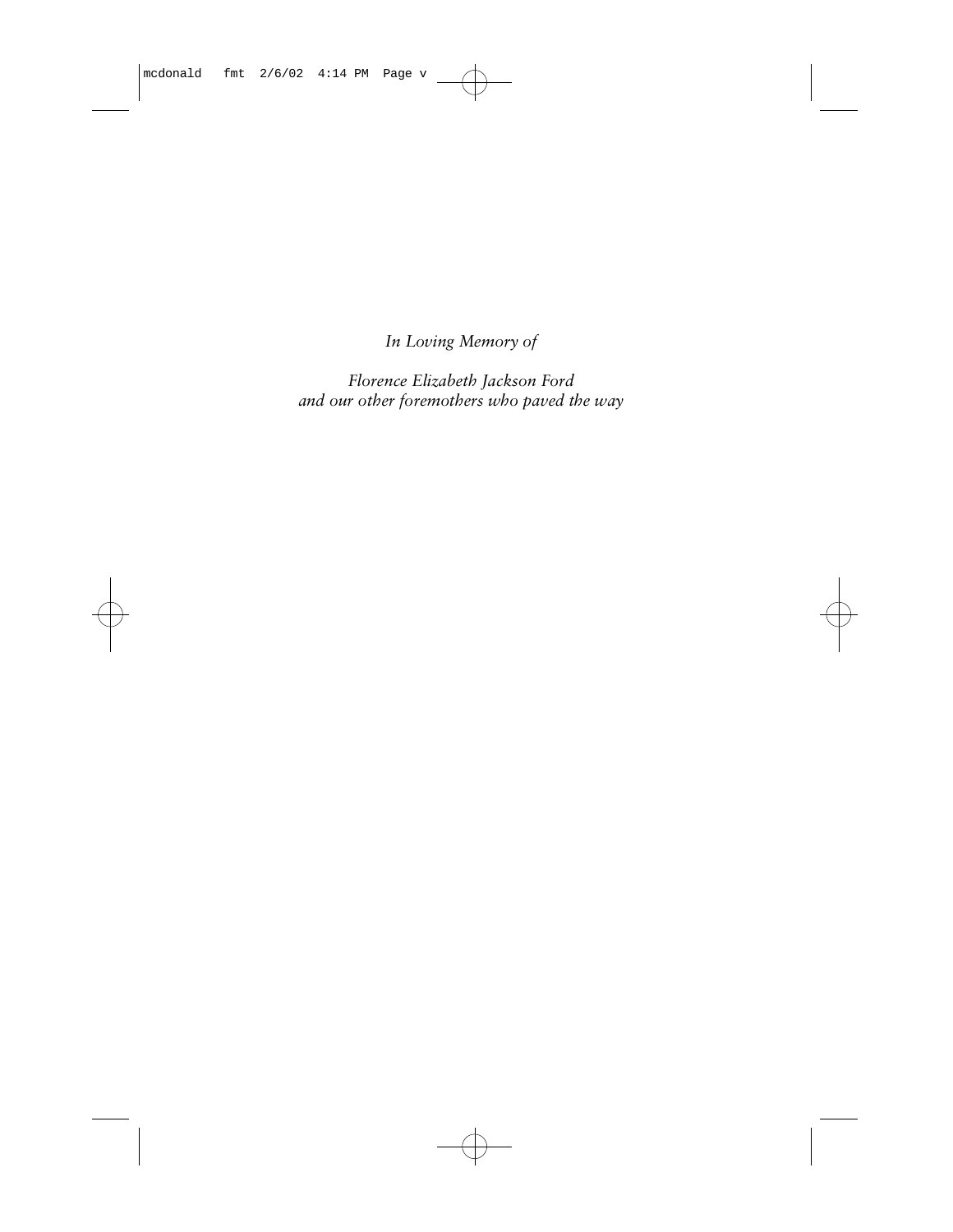*In Loving Memory of*

*Florence Elizabeth Jackson Ford*
*and our other foremothers who paved the way*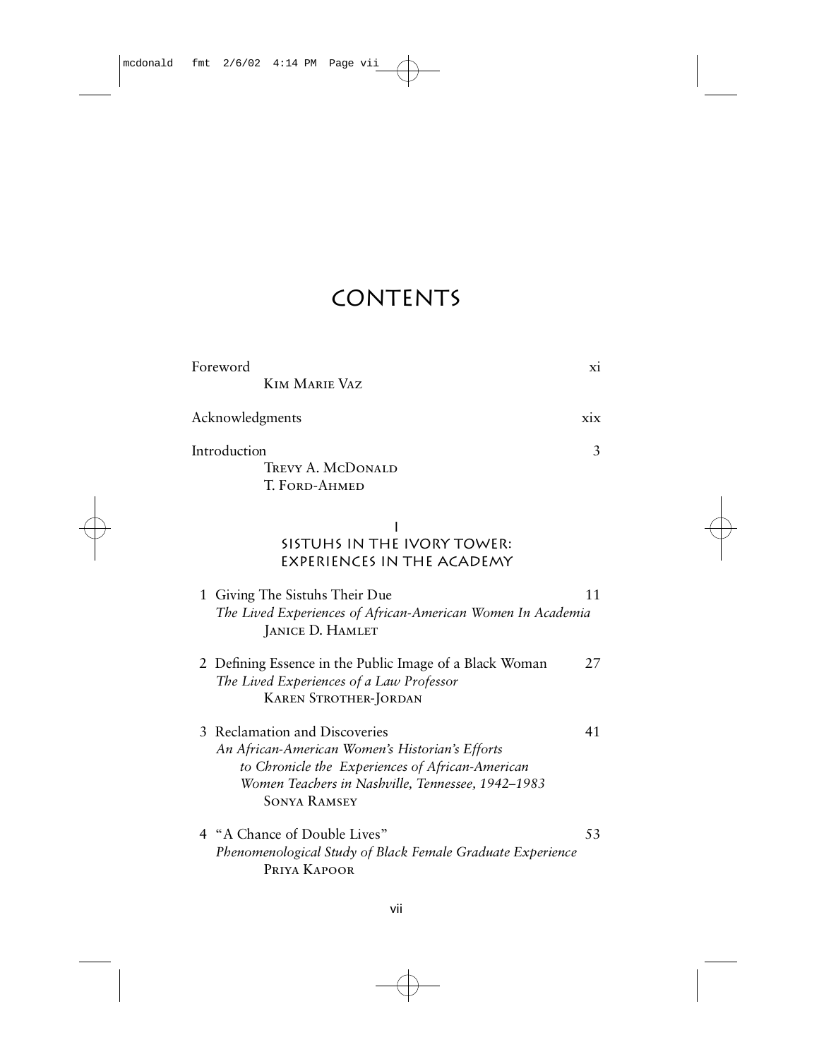# CONTENTS

Foreword xi
KIM MARIE VAZ

Acknowledgments xix

Introduction 3
TREVY A. MCDONALD
T. FORD-AHMED

## I
## SISTUHS IN THE IVORY TOWER: EXPERIENCES IN THE ACADEMY

1 Giving The Sistuhs Their Due 11
*The Lived Experiences of African-American Women In Academia*
JANICE D. HAMLET

2 Defining Essence in the Public Image of a Black Woman 27
*The Lived Experiences of a Law Professor*
KAREN STROTHER-JORDAN

3 Reclamation and Discoveries 41
*An African-American Women's Historian's Efforts to Chronicle the Experiences of African-American Women Teachers in Nashville, Tennessee, 1942–1983*
SONYA RAMSEY

4 "A Chance of Double Lives" 53
*Phenomenological Study of Black Female Graduate Experience*
PRIYA KAPOOR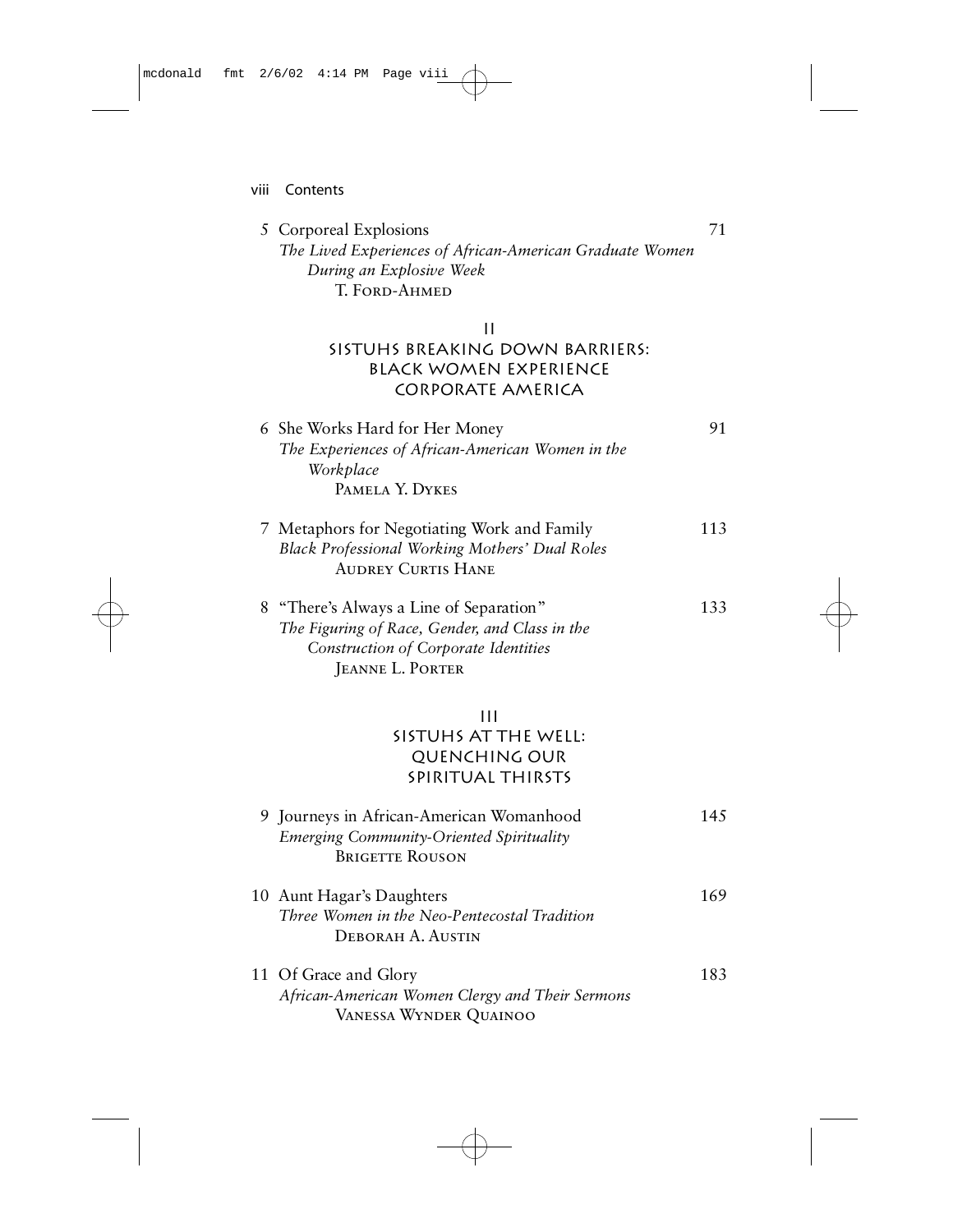5 Corporeal Explosions 71
*The Lived Experiences of African-American Graduate Women During an Explosive Week*
T. Ford-Ahmed

## II
## Sistuhs Breaking Down Barriers: Black Women Experience Corporate America

6 She Works Hard for Her Money 91
*The Experiences of African-American Women in the Workplace*
Pamela Y. Dykes

7 Metaphors for Negotiating Work and Family 113
*Black Professional Working Mothers' Dual Roles*
Audrey Curtis Hane

8 "There's Always a Line of Separation" 133
*The Figuring of Race, Gender, and Class in the Construction of Corporate Identities*
Jeanne L. Porter

## III
## Sistuhs at the Well: Quenching Our Spiritual Thirsts

9 Journeys in African-American Womanhood 145
*Emerging Community-Oriented Spirituality*
Brigette Rouson

10 Aunt Hagar's Daughters 169
*Three Women in the Neo-Pentecostal Tradition*
Deborah A. Austin

11 Of Grace and Glory 183
*African-American Women Clergy and Their Sermons*
Vanessa Wynder Quainoo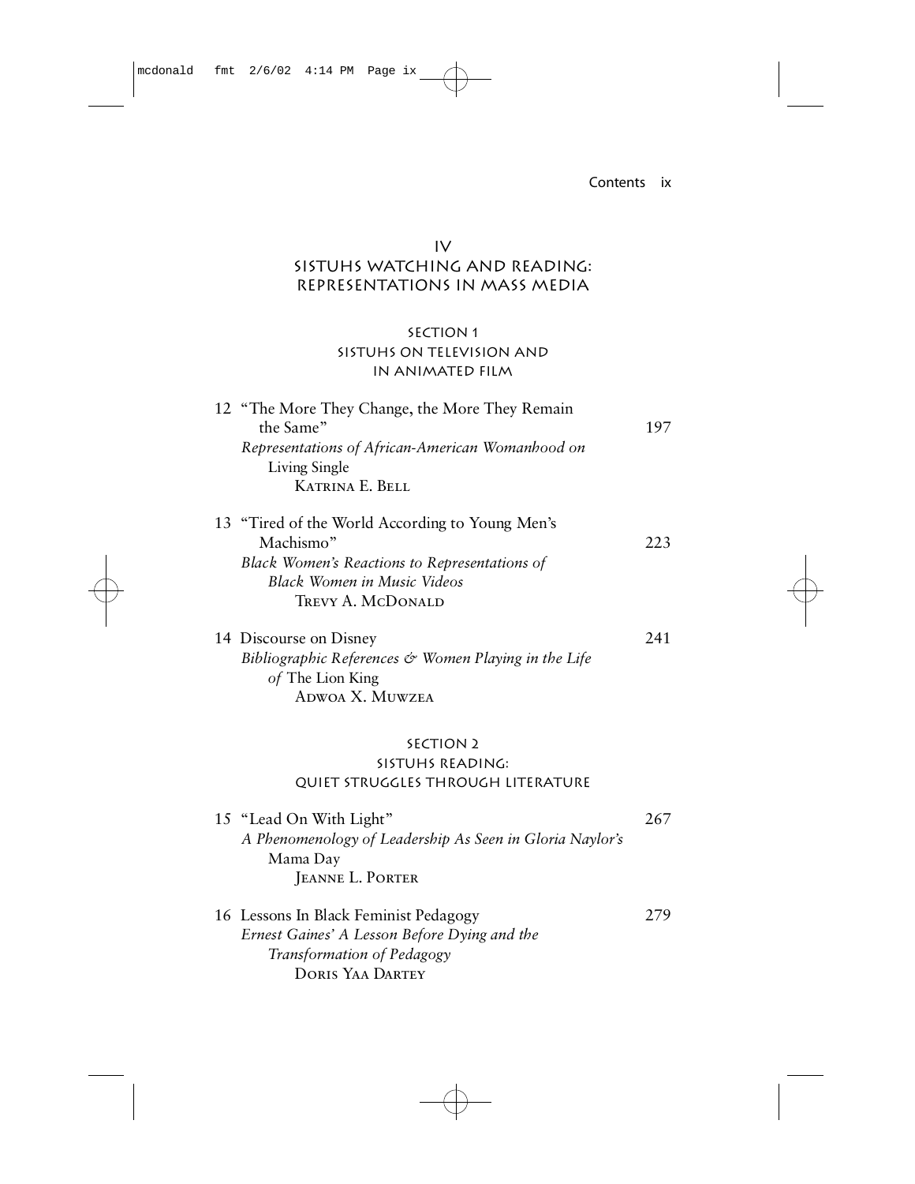## IV
## Sistuhs Watching and Reading: Representations in Mass Media

### Section 1
### Sistuhs on Television and in Animated Film

12 "The More They Change, the More They Remain the Same" 197
*Representations of African-American Womanhood on* Living Single
Katrina E. Bell

13 "Tired of the World According to Young Men's Machismo" 223
*Black Women's Reactions to Representations of Black Women in Music Videos*
Trevy A. McDonald

14 Discourse on Disney 241
*Bibliographic References & Women Playing in the Life of* The Lion King
Adwoa X. Muwzea

### Section 2
### Sistuhs Reading: Quiet Struggles Through Literature

15 "Lead On With Light" 267
*A Phenomenology of Leadership As Seen in Gloria Naylor's* Mama Day
Jeanne L. Porter

16 Lessons In Black Feminist Pedagogy 279
*Ernest Gaines' A Lesson Before Dying and the Transformation of Pedagogy*
Doris Yaa Dartey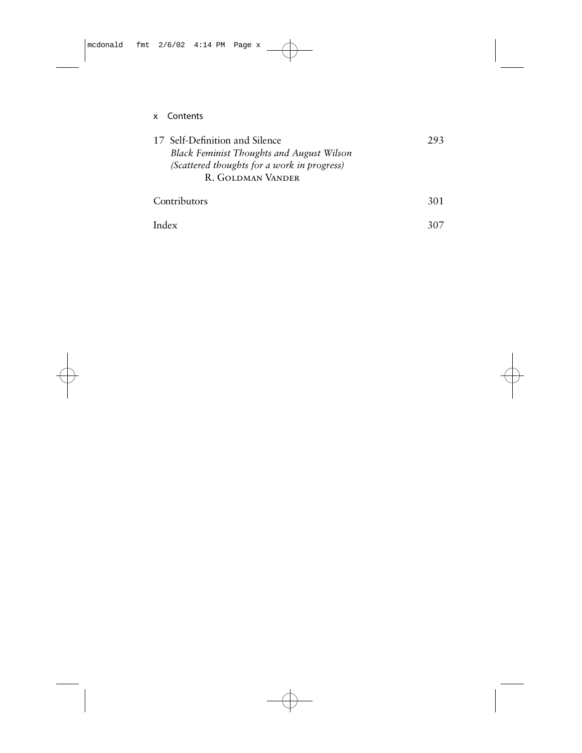17 Self-Definition and Silence 293
*Black Feminist Thoughts and August Wilson*
*(Scattered thoughts for a work in progress)*
R. Goldman Vander

Contributors 301

Index 307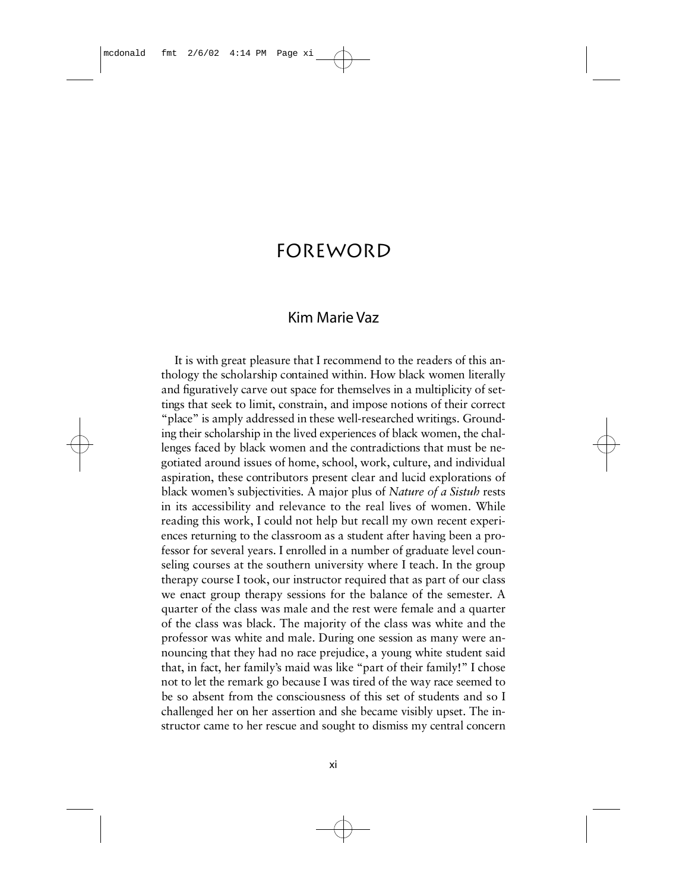# FOREWORD

## Kim Marie Vaz

It is with great pleasure that I recommend to the readers of this anthology the scholarship contained within. How black women literally and figuratively carve out space for themselves in a multiplicity of settings that seek to limit, constrain, and impose notions of their correct "place" is amply addressed in these well-researched writings. Grounding their scholarship in the lived experiences of black women, the challenges faced by black women and the contradictions that must be negotiated around issues of home, school, work, culture, and individual aspiration, these contributors present clear and lucid explorations of black women's subjectivities. A major plus of *Nature of a Sistuh* rests in its accessibility and relevance to the real lives of women. While reading this work, I could not help but recall my own recent experiences returning to the classroom as a student after having been a professor for several years. I enrolled in a number of graduate level counseling courses at the southern university where I teach. In the group therapy course I took, our instructor required that as part of our class we enact group therapy sessions for the balance of the semester. A quarter of the class was male and the rest were female and a quarter of the class was black. The majority of the class was white and the professor was white and male. During one session as many were announcing that they had no race prejudice, a young white student said that, in fact, her family's maid was like "part of their family!" I chose not to let the remark go because I was tired of the way race seemed to be so absent from the consciousness of this set of students and so I challenged her on her assertion and she became visibly upset. The instructor came to her rescue and sought to dismiss my central concern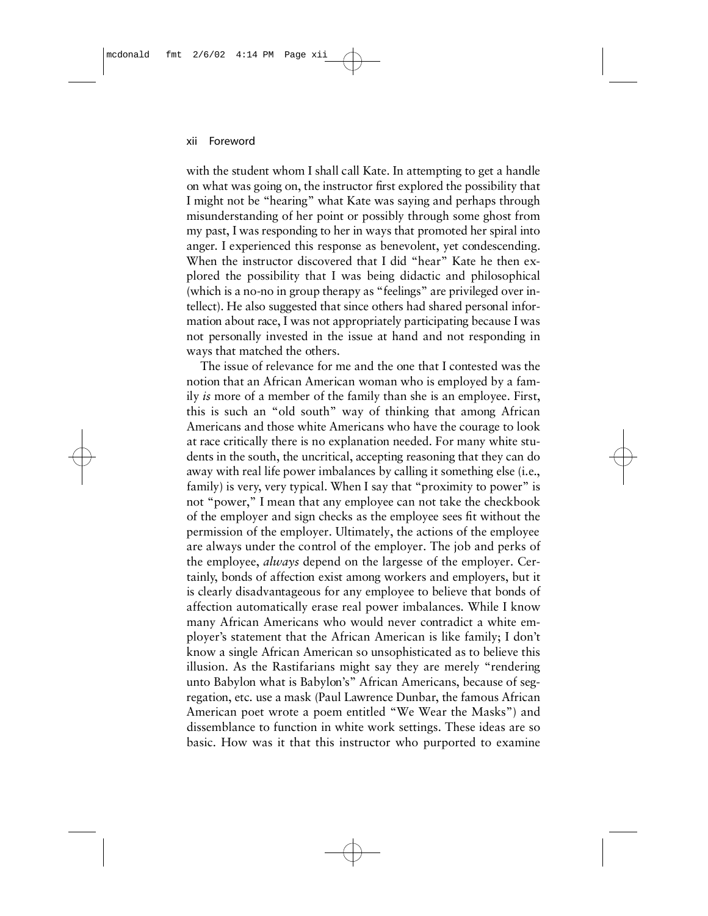with the student whom I shall call Kate. In attempting to get a handle on what was going on, the instructor first explored the possibility that I might not be "hearing" what Kate was saying and perhaps through misunderstanding of her point or possibly through some ghost from my past, I was responding to her in ways that promoted her spiral into anger. I experienced this response as benevolent, yet condescending. When the instructor discovered that I did "hear" Kate he then explored the possibility that I was being didactic and philosophical (which is a no-no in group therapy as "feelings" are privileged over intellect). He also suggested that since others had shared personal information about race, I was not appropriately participating because I was not personally invested in the issue at hand and not responding in ways that matched the others.

The issue of relevance for me and the one that I contested was the notion that an African American woman who is employed by a family *is* more of a member of the family than she is an employee. First, this is such an "old south" way of thinking that among African Americans and those white Americans who have the courage to look at race critically there is no explanation needed. For many white students in the south, the uncritical, accepting reasoning that they can do away with real life power imbalances by calling it something else (i.e., family) is very, very typical. When I say that "proximity to power" is not "power," I mean that any employee can not take the checkbook of the employer and sign checks as the employee sees fit without the permission of the employer. Ultimately, the actions of the employee are always under the control of the employer. The job and perks of the employee, *always* depend on the largesse of the employer. Certainly, bonds of affection exist among workers and employers, but it is clearly disadvantageous for any employee to believe that bonds of affection automatically erase real power imbalances. While I know many African Americans who would never contradict a white employer's statement that the African American is like family; I don't know a single African American so unsophisticated as to believe this illusion. As the Rastifarians might say they are merely "rendering unto Babylon what is Babylon's" African Americans, because of segregation, etc. use a mask (Paul Lawrence Dunbar, the famous African American poet wrote a poem entitled "We Wear the Masks") and dissemblance to function in white work settings. These ideas are so basic. How was it that this instructor who purported to examine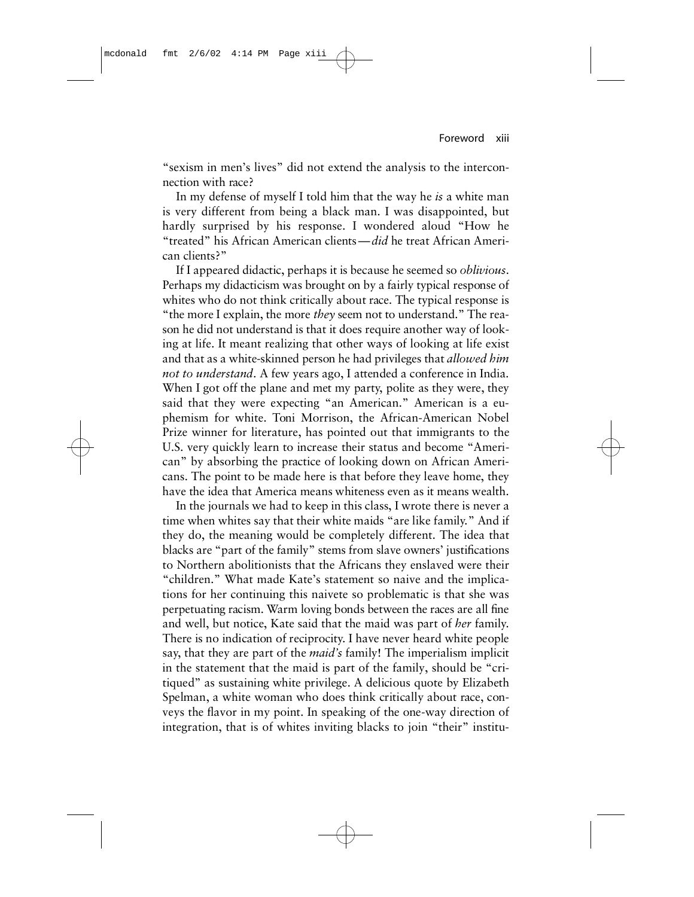"sexism in men's lives" did not extend the analysis to the interconnection with race?

In my defense of myself I told him that the way he *is* a white man is very different from being a black man. I was disappointed, but hardly surprised by his response. I wondered aloud "How he "treated" his African American clients—*did* he treat African American clients?"

If I appeared didactic, perhaps it is because he seemed so *oblivious*. Perhaps my didacticism was brought on by a fairly typical response of whites who do not think critically about race. The typical response is "the more I explain, the more *they* seem not to understand." The reason he did not understand is that it does require another way of looking at life. It meant realizing that other ways of looking at life exist and that as a white-skinned person he had privileges that *allowed him not to understand*. A few years ago, I attended a conference in India. When I got off the plane and met my party, polite as they were, they said that they were expecting "an American." American is a euphemism for white. Toni Morrison, the African-American Nobel Prize winner for literature, has pointed out that immigrants to the U.S. very quickly learn to increase their status and become "American" by absorbing the practice of looking down on African Americans. The point to be made here is that before they leave home, they have the idea that America means whiteness even as it means wealth.

In the journals we had to keep in this class, I wrote there is never a time when whites say that their white maids "are like family." And if they do, the meaning would be completely different. The idea that blacks are "part of the family" stems from slave owners' justifications to Northern abolitionists that the Africans they enslaved were their "children." What made Kate's statement so naive and the implications for her continuing this naivete so problematic is that she was perpetuating racism. Warm loving bonds between the races are all fine and well, but notice, Kate said that the maid was part of *her* family. There is no indication of reciprocity. I have never heard white people say, that they are part of the *maid's* family! The imperialism implicit in the statement that the maid is part of the family, should be "critiqued" as sustaining white privilege. A delicious quote by Elizabeth Spelman, a white woman who does think critically about race, conveys the flavor in my point. In speaking of the one-way direction of integration, that is of whites inviting blacks to join "their" institu-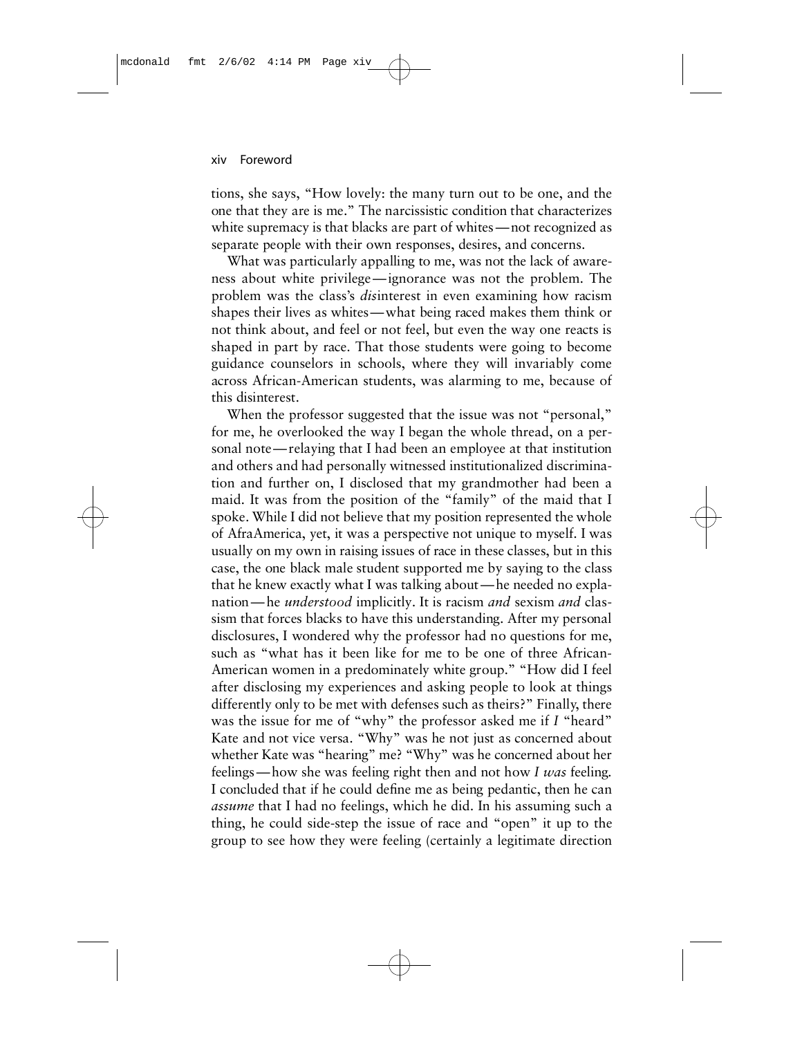tions, she says, "How lovely: the many turn out to be one, and the one that they are is me." The narcissistic condition that characterizes white supremacy is that blacks are part of whites—not recognized as separate people with their own responses, desires, and concerns.

What was particularly appalling to me, was not the lack of awareness about white privilege—ignorance was not the problem. The problem was the class's *dis*interest in even examining how racism shapes their lives as whites—what being raced makes them think or not think about, and feel or not feel, but even the way one reacts is shaped in part by race. That those students were going to become guidance counselors in schools, where they will invariably come across African-American students, was alarming to me, because of this disinterest.

When the professor suggested that the issue was not "personal," for me, he overlooked the way I began the whole thread, on a personal note—relaying that I had been an employee at that institution and others and had personally witnessed institutionalized discrimination and further on, I disclosed that my grandmother had been a maid. It was from the position of the "family" of the maid that I spoke. While I did not believe that my position represented the whole of AfraAmerica, yet, it was a perspective not unique to myself. I was usually on my own in raising issues of race in these classes, but in this case, the one black male student supported me by saying to the class that he knew exactly what I was talking about—he needed no explanation—he *understood* implicitly. It is racism *and* sexism *and* classism that forces blacks to have this understanding. After my personal disclosures, I wondered why the professor had no questions for me, such as "what has it been like for me to be one of three African-American women in a predominately white group." "How did I feel after disclosing my experiences and asking people to look at things differently only to be met with defenses such as theirs?" Finally, there was the issue for me of "why" the professor asked me if *I* "heard" Kate and not vice versa. "Why" was he not just as concerned about whether Kate was "hearing" me? "Why" was he concerned about her feelings—how she was feeling right then and not how *I was* feeling. I concluded that if he could define me as being pedantic, then he can *assume* that I had no feelings, which he did. In his assuming such a thing, he could side-step the issue of race and "open" it up to the group to see how they were feeling (certainly a legitimate direction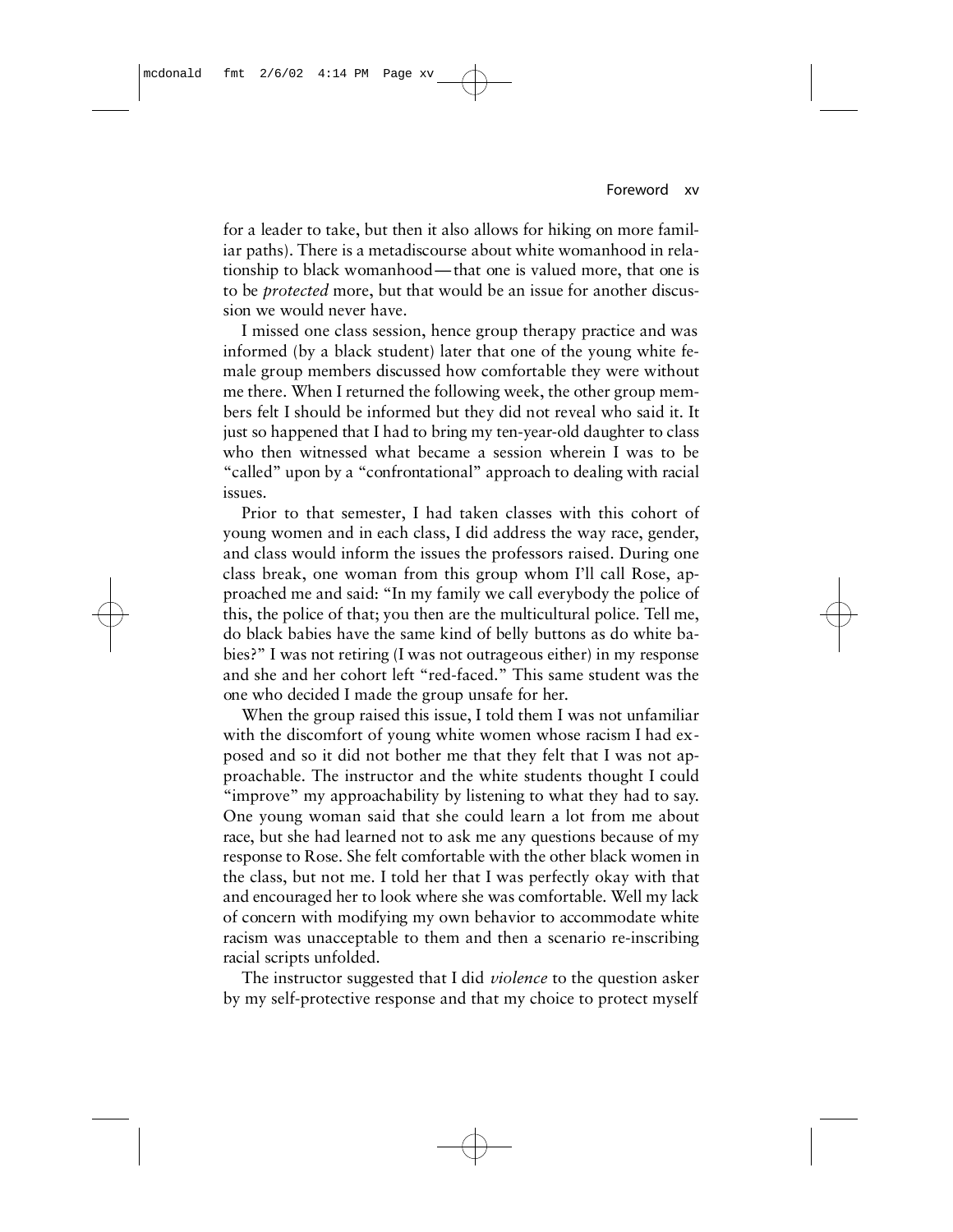for a leader to take, but then it also allows for hiking on more familiar paths). There is a metadiscourse about white womanhood in relationship to black womanhood—that one is valued more, that one is to be *protected* more, but that would be an issue for another discussion we would never have.

I missed one class session, hence group therapy practice and was informed (by a black student) later that one of the young white female group members discussed how comfortable they were without me there. When I returned the following week, the other group members felt I should be informed but they did not reveal who said it. It just so happened that I had to bring my ten-year-old daughter to class who then witnessed what became a session wherein I was to be "called" upon by a "confrontational" approach to dealing with racial issues.

Prior to that semester, I had taken classes with this cohort of young women and in each class, I did address the way race, gender, and class would inform the issues the professors raised. During one class break, one woman from this group whom I'll call Rose, approached me and said: "In my family we call everybody the police of this, the police of that; you then are the multicultural police. Tell me, do black babies have the same kind of belly buttons as do white babies?" I was not retiring (I was not outrageous either) in my response and she and her cohort left "red-faced." This same student was the one who decided I made the group unsafe for her.

When the group raised this issue, I told them I was not unfamiliar with the discomfort of young white women whose racism I had exposed and so it did not bother me that they felt that I was not approachable. The instructor and the white students thought I could "improve" my approachability by listening to what they had to say. One young woman said that she could learn a lot from me about race, but she had learned not to ask me any questions because of my response to Rose. She felt comfortable with the other black women in the class, but not me. I told her that I was perfectly okay with that and encouraged her to look where she was comfortable. Well my lack of concern with modifying my own behavior to accommodate white racism was unacceptable to them and then a scenario re-inscribing racial scripts unfolded.

The instructor suggested that I did *violence* to the question asker by my self-protective response and that my choice to protect myself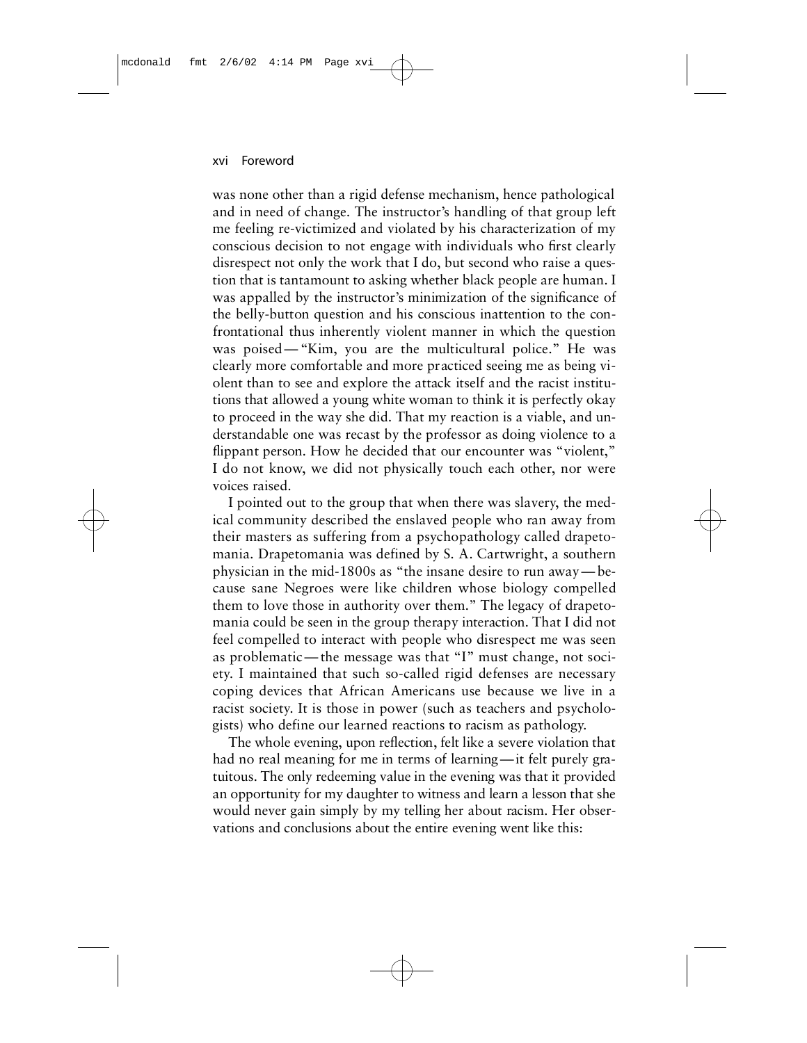was none other than a rigid defense mechanism, hence pathological and in need of change. The instructor's handling of that group left me feeling re-victimized and violated by his characterization of my conscious decision to not engage with individuals who first clearly disrespect not only the work that I do, but second who raise a question that is tantamount to asking whether black people are human. I was appalled by the instructor's minimization of the significance of the belly-button question and his conscious inattention to the confrontational thus inherently violent manner in which the question was poised—"Kim, you are the multicultural police." He was clearly more comfortable and more practiced seeing me as being violent than to see and explore the attack itself and the racist institutions that allowed a young white woman to think it is perfectly okay to proceed in the way she did. That my reaction is a viable, and understandable one was recast by the professor as doing violence to a flippant person. How he decided that our encounter was "violent," I do not know, we did not physically touch each other, nor were voices raised.

I pointed out to the group that when there was slavery, the medical community described the enslaved people who ran away from their masters as suffering from a psychopathology called drapetomania. Drapetomania was defined by S. A. Cartwright, a southern physician in the mid-1800s as "the insane desire to run away—because sane Negroes were like children whose biology compelled them to love those in authority over them." The legacy of drapetomania could be seen in the group therapy interaction. That I did not feel compelled to interact with people who disrespect me was seen as problematic—the message was that "I" must change, not society. I maintained that such so-called rigid defenses are necessary coping devices that African Americans use because we live in a racist society. It is those in power (such as teachers and psychologists) who define our learned reactions to racism as pathology.

The whole evening, upon reflection, felt like a severe violation that had no real meaning for me in terms of learning—it felt purely gratuitous. The only redeeming value in the evening was that it provided an opportunity for my daughter to witness and learn a lesson that she would never gain simply by my telling her about racism. Her observations and conclusions about the entire evening went like this: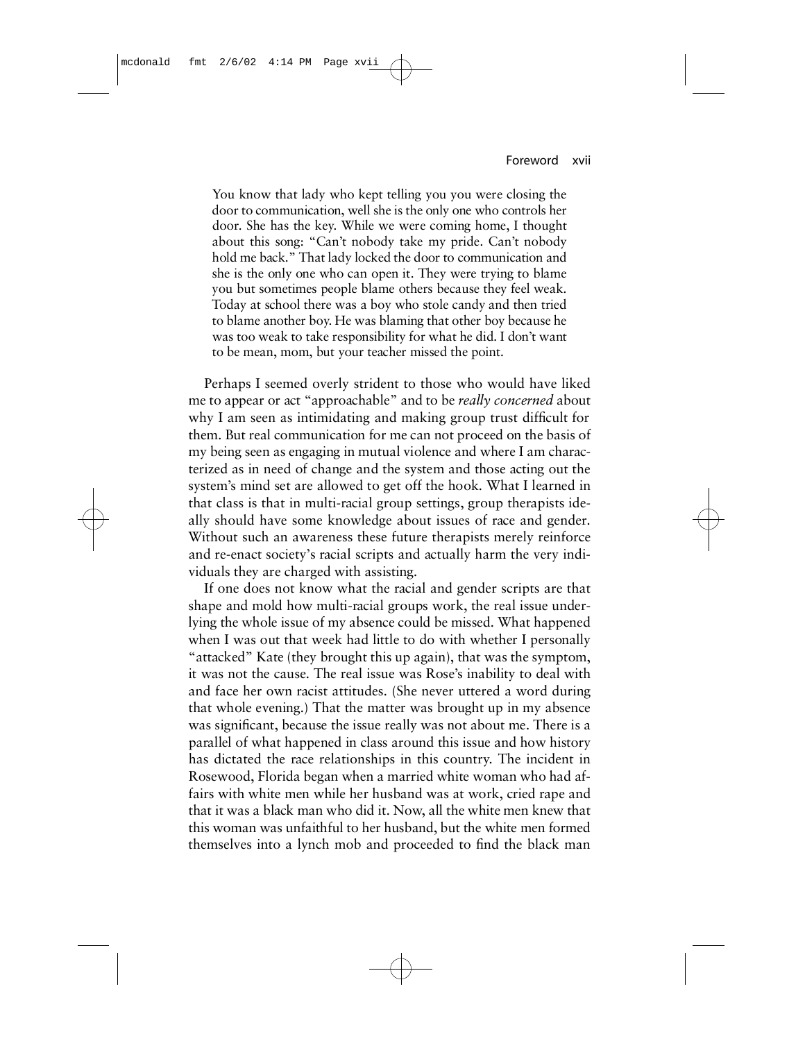> You know that lady who kept telling you you were closing the door to communication, well she is the only one who controls her door. She has the key. While we were coming home, I thought about this song: "Can't nobody take my pride. Can't nobody hold me back." That lady locked the door to communication and she is the only one who can open it. They were trying to blame you but sometimes people blame others because they feel weak. Today at school there was a boy who stole candy and then tried to blame another boy. He was blaming that other boy because he was too weak to take responsibility for what he did. I don't want to be mean, mom, but your teacher missed the point.

Perhaps I seemed overly strident to those who would have liked me to appear or act "approachable" and to be *really concerned* about why I am seen as intimidating and making group trust difficult for them. But real communication for me can not proceed on the basis of my being seen as engaging in mutual violence and where I am characterized as in need of change and the system and those acting out the system's mind set are allowed to get off the hook. What I learned in that class is that in multi-racial group settings, group therapists ideally should have some knowledge about issues of race and gender. Without such an awareness these future therapists merely reinforce and re-enact society's racial scripts and actually harm the very individuals they are charged with assisting.

If one does not know what the racial and gender scripts are that shape and mold how multi-racial groups work, the real issue underlying the whole issue of my absence could be missed. What happened when I was out that week had little to do with whether I personally "attacked" Kate (they brought this up again), that was the symptom, it was not the cause. The real issue was Rose's inability to deal with and face her own racist attitudes. (She never uttered a word during that whole evening.) That the matter was brought up in my absence was significant, because the issue really was not about me. There is a parallel of what happened in class around this issue and how history has dictated the race relationships in this country. The incident in Rosewood, Florida began when a married white woman who had affairs with white men while her husband was at work, cried rape and that it was a black man who did it. Now, all the white men knew that this woman was unfaithful to her husband, but the white men formed themselves into a lynch mob and proceeded to find the black man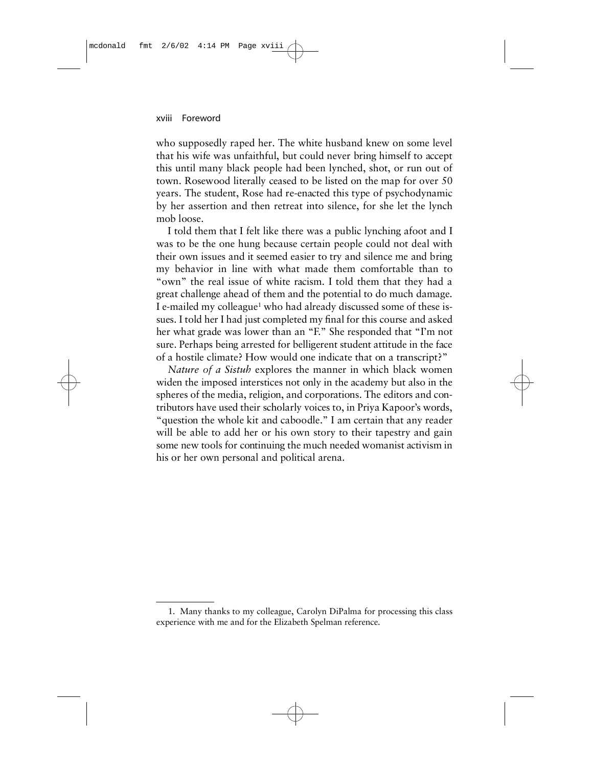who supposedly raped her. The white husband knew on some level that his wife was unfaithful, but could never bring himself to accept this until many black people had been lynched, shot, or run out of town. Rosewood literally ceased to be listed on the map for over 50 years. The student, Rose had re-enacted this type of psychodynamic by her assertion and then retreat into silence, for she let the lynch mob loose.

I told them that I felt like there was a public lynching afoot and I was to be the one hung because certain people could not deal with their own issues and it seemed easier to try and silence me and bring my behavior in line with what made them comfortable than to "own" the real issue of white racism. I told them that they had a great challenge ahead of them and the potential to do much damage. I e-mailed my colleague[1] who had already discussed some of these issues. I told her I had just completed my final for this course and asked her what grade was lower than an "F." She responded that "I'm not sure. Perhaps being arrested for belligerent student attitude in the face of a hostile climate? How would one indicate that on a transcript?"

*Nature of a Sistuh* explores the manner in which black women widen the imposed interstices not only in the academy but also in the spheres of the media, religion, and corporations. The editors and contributors have used their scholarly voices to, in Priya Kapoor's words, "question the whole kit and caboodle." I am certain that any reader will be able to add her or his own story to their tapestry and gain some new tools for continuing the much needed womanist activism in his or her own personal and political arena.

---

1. Many thanks to my colleague, Carolyn DiPalma for processing this class experience with me and for the Elizabeth Spelman reference.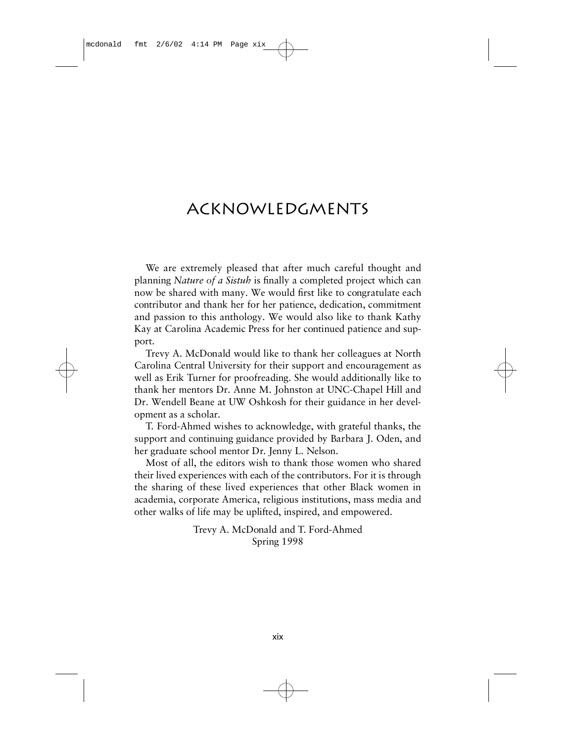# Acknowledgments

We are extremely pleased that after much careful thought and planning *Nature of a Sistuh* is finally a completed project which can now be shared with many. We would first like to congratulate each contributor and thank her for her patience, dedication, commitment and passion to this anthology. We would also like to thank Kathy Kay at Carolina Academic Press for her continued patience and support.

Trevy A. McDonald would like to thank her colleagues at North Carolina Central University for their support and encouragement as well as Erik Turner for proofreading. She would additionally like to thank her mentors Dr. Anne M. Johnston at UNC-Chapel Hill and Dr. Wendell Beane at UW Oshkosh for their guidance in her development as a scholar.

T. Ford-Ahmed wishes to acknowledge, with grateful thanks, the support and continuing guidance provided by Barbara J. Oden, and her graduate school mentor Dr. Jenny L. Nelson.

Most of all, the editors wish to thank those women who shared their lived experiences with each of the contributors. For it is through the sharing of these lived experiences that other Black women in academia, corporate America, religious institutions, mass media and other walks of life may be uplifted, inspired, and empowered.

Trevy A. McDonald and T. Ford-Ahmed
Spring 1998